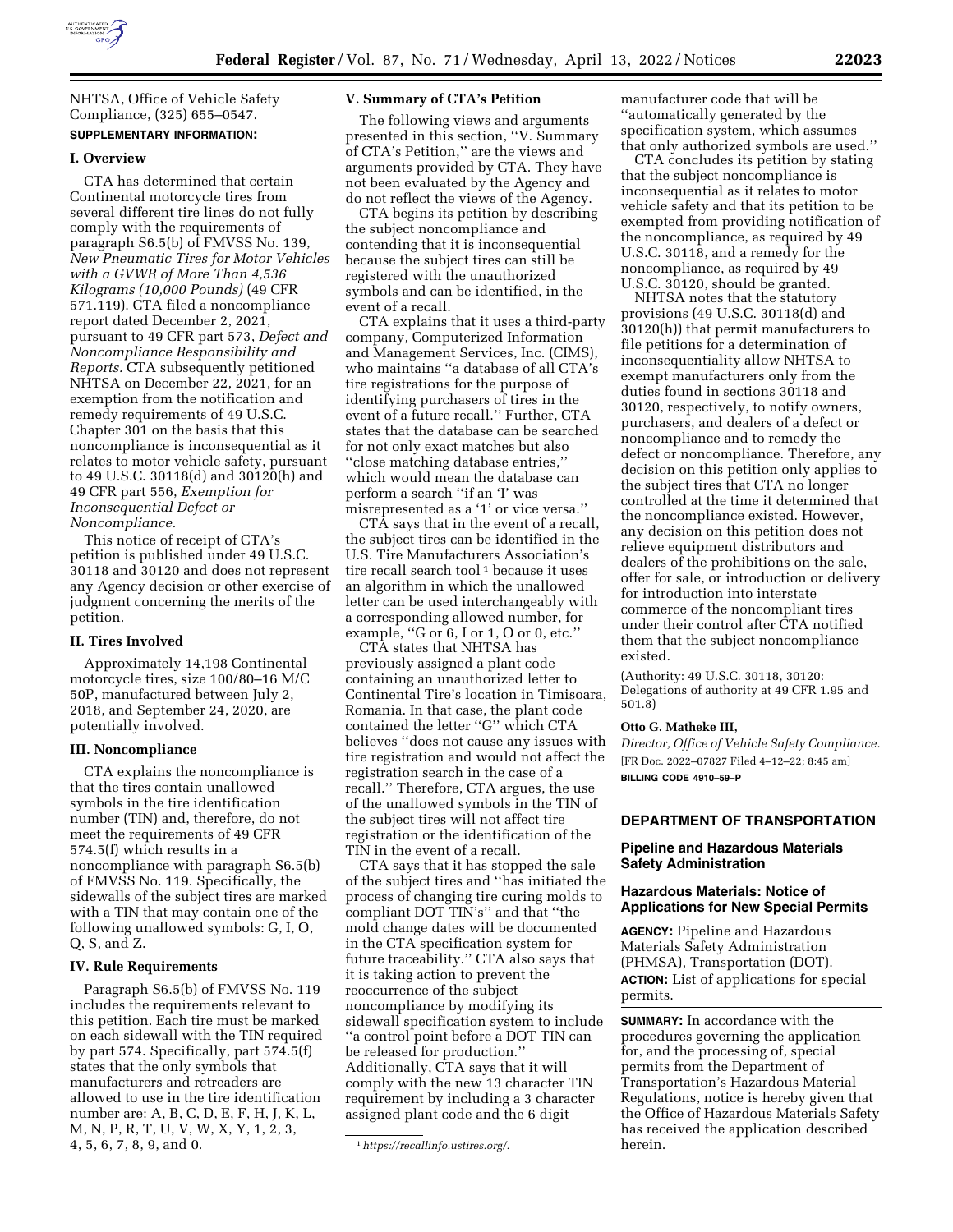NHTSA, Office of Vehicle Safety Compliance, (325) 655–0547.

**SUPPLEMENTARY INFORMATION:**

## I. Overview

CTA has determined that certain Continental motorcycle tires from several different tire lines do not fully comply with the requirements of paragraph S6.5(b) of FMVSS No. 139, *New Pneumatic Tires for Motor Vehicles with a GVWR of More Than 4,536 Kilograms (10,000 Pounds)* (49 CFR 571.119). CTA filed a noncompliance report dated December 2, 2021, pursuant to 49 CFR part 573, *Defect and Noncompliance Responsibility and Reports.* CTA subsequently petitioned NHTSA on December 22, 2021, for an exemption from the notification and remedy requirements of 49 U.S.C. Chapter 301 on the basis that this noncompliance is inconsequential as it relates to motor vehicle safety, pursuant to 49 U.S.C. 30118(d) and 30120(h) and 49 CFR part 556, *Exemption for Inconsequential Defect or Noncompliance.*

This notice of receipt of CTA's petition is published under 49 U.S.C. 30118 and 30120 and does not represent any Agency decision or other exercise of judgment concerning the merits of the petition.

## II. Tires Involved

Approximately 14,198 Continental motorcycle tires, size 100/80–16 M/C 50P, manufactured between July 2, 2018, and September 24, 2020, are potentially involved.

## III. Noncompliance

CTA explains the noncompliance is that the tires contain unallowed symbols in the tire identification number (TIN) and, therefore, do not meet the requirements of 49 CFR 574.5(f) which results in a noncompliance with paragraph S6.5(b) of FMVSS No. 119. Specifically, the sidewalls of the subject tires are marked with a TIN that may contain one of the following unallowed symbols: G, I, O, Q, S, and Z.

## IV. Rule Requirements

Paragraph S6.5(b) of FMVSS No. 119 includes the requirements relevant to this petition. Each tire must be marked on each sidewall with the TIN required by part 574. Specifically, part 574.5(f) states that the only symbols that manufacturers and retreaders are allowed to use in the tire identification number are: A, B, C, D, E, F, H, J, K, L, M, N, P, R, T, U, V, W, X, Y, 1, 2, 3, 4, 5, 6, 7, 8, 9, and 0.

## V. Summary of CTA's Petition

The following views and arguments presented in this section, ''V. Summary of CTA's Petition,'' are the views and arguments provided by CTA. They have not been evaluated by the Agency and do not reflect the views of the Agency.

CTA begins its petition by describing the subject noncompliance and contending that it is inconsequential because the subject tires can still be registered with the unauthorized symbols and can be identified, in the event of a recall.

CTA explains that it uses a third-party company, Computerized Information and Management Services, Inc. (CIMS), who maintains ''a database of all CTA's tire registrations for the purpose of identifying purchasers of tires in the event of a future recall.'' Further, CTA states that the database can be searched for not only exact matches but also ''close matching database entries,'' which would mean the database can perform a search ''if an 'I' was misrepresented as a '1' or vice versa.''

CTA says that in the event of a recall, the subject tires can be identified in the U.S. Tire Manufacturers Association's tire recall search tool [1] because it uses an algorithm in which the unallowed letter can be used interchangeably with a corresponding allowed number, for example, ''G or 6, I or 1, O or 0, etc.''

CTA states that NHTSA has previously assigned a plant code containing an unauthorized letter to Continental Tire's location in Timisoara, Romania. In that case, the plant code contained the letter ''G'' which CTA believes ''does not cause any issues with tire registration and would not affect the registration search in the case of a recall.'' Therefore, CTA argues, the use of the unallowed symbols in the TIN of the subject tires will not affect tire registration or the identification of the TIN in the event of a recall.

CTA says that it has stopped the sale of the subject tires and ''has initiated the process of changing tire curing molds to compliant DOT TIN's'' and that ''the mold change dates will be documented in the CTA specification system for future traceability.'' CTA also says that it is taking action to prevent the reoccurrence of the subject noncompliance by modifying its sidewall specification system to include ''a control point before a DOT TIN can be released for production.'' Additionally, CTA says that it will comply with the new 13 character TIN requirement by including a 3 character assigned plant code and the 6 digit manufacturer code that will be ''automatically generated by the specification system, which assumes that only authorized symbols are used.''

CTA concludes its petition by stating that the subject noncompliance is inconsequential as it relates to motor vehicle safety and that its petition to be exempted from providing notification of the noncompliance, as required by 49 U.S.C. 30118, and a remedy for the noncompliance, as required by 49 U.S.C. 30120, should be granted.

NHTSA notes that the statutory provisions (49 U.S.C. 30118(d) and 30120(h)) that permit manufacturers to file petitions for a determination of inconsequentiality allow NHTSA to exempt manufacturers only from the duties found in sections 30118 and 30120, respectively, to notify owners, purchasers, and dealers of a defect or noncompliance and to remedy the defect or noncompliance. Therefore, any decision on this petition only applies to the subject tires that CTA no longer controlled at the time it determined that the noncompliance existed. However, any decision on this petition does not relieve equipment distributors and dealers of the prohibitions on the sale, offer for sale, or introduction or delivery for introduction into interstate commerce of the noncompliant tires under their control after CTA notified them that the subject noncompliance existed.

(Authority: 49 U.S.C. 30118, 30120: Delegations of authority at 49 CFR 1.95 and 501.8)

**Otto G. Matheke III,**

*Director, Office of Vehicle Safety Compliance.*

[FR Doc. 2022–07827 Filed 4–12–22; 8:45 am]

**BILLING CODE 4910–59–P**

[1] *https://recallinfo.ustires.org/.*

---

# DEPARTMENT OF TRANSPORTATION

## Pipeline and Hazardous Materials Safety Administration

## Hazardous Materials: Notice of Applications for New Special Permits

**AGENCY:** Pipeline and Hazardous Materials Safety Administration (PHMSA), Transportation (DOT).

**ACTION:** List of applications for special permits.

**SUMMARY:** In accordance with the procedures governing the application for, and the processing of, special permits from the Department of Transportation's Hazardous Material Regulations, notice is hereby given that the Office of Hazardous Materials Safety has received the application described herein.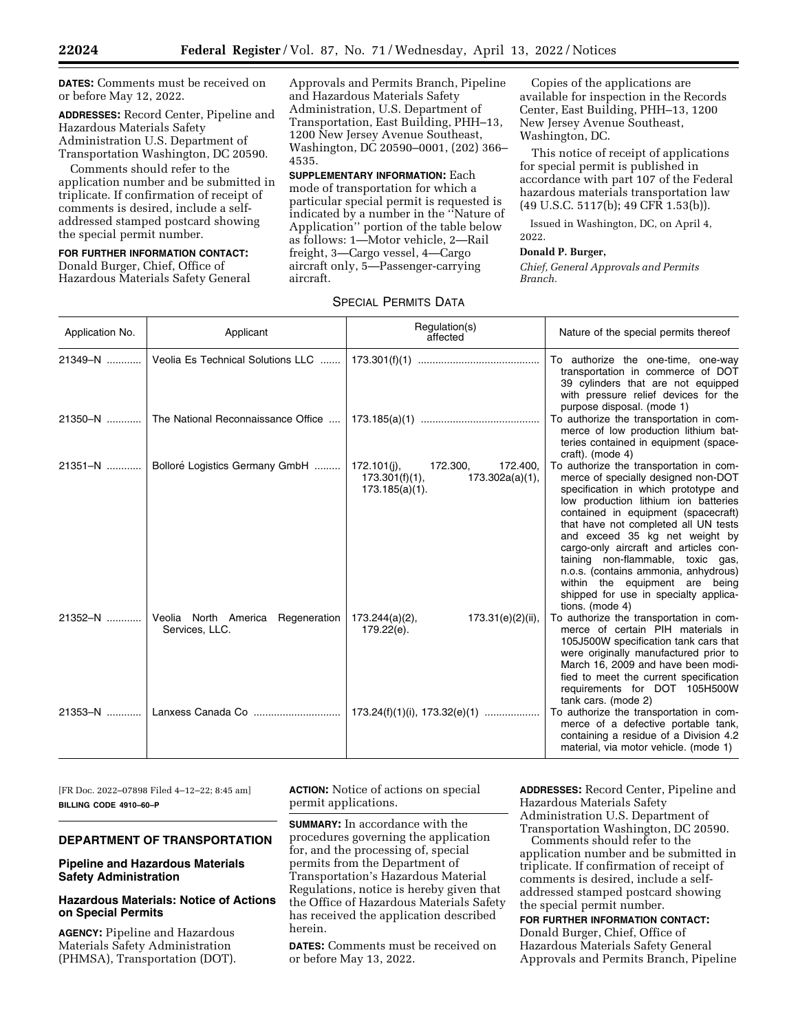**DATES:** Comments must be received on or before May 12, 2022.

**ADDRESSES:** Record Center, Pipeline and Hazardous Materials Safety Administration U.S. Department of Transportation Washington, DC 20590.

Comments should refer to the application number and be submitted in triplicate. If confirmation of receipt of comments is desired, include a self-addressed stamped postcard showing the special permit number.

**FOR FURTHER INFORMATION CONTACT:** Donald Burger, Chief, Office of Hazardous Materials Safety General Approvals and Permits Branch, Pipeline and Hazardous Materials Safety Administration, U.S. Department of Transportation, East Building, PHH–13, 1200 New Jersey Avenue Southeast, Washington, DC 20590–0001, (202) 366–4535.

**SUPPLEMENTARY INFORMATION:** Each mode of transportation for which a particular special permit is requested is indicated by a number in the ''Nature of Application'' portion of the table below as follows: 1—Motor vehicle, 2—Rail freight, 3—Cargo vessel, 4—Cargo aircraft only, 5—Passenger-carrying aircraft.

Copies of the applications are available for inspection in the Records Center, East Building, PHH–13, 1200 New Jersey Avenue Southeast, Washington, DC.

This notice of receipt of applications for special permit is published in accordance with part 107 of the Federal hazardous materials transportation law (49 U.S.C. 5117(b); 49 CFR 1.53(b)).

Issued in Washington, DC, on April 4, 2022.

**Donald P. Burger,**

*Chief, General Approvals and Permits Branch.*

SPECIAL PERMITS DATA

| Application No. | Applicant | Regulation(s) affected | Nature of the special permits thereof |
|---|---|---|---|
| 21349–N | Veolia Es Technical Solutions LLC | 173.301(f)(1) | To authorize the one-time, one-way transportation in commerce of DOT 39 cylinders that are not equipped with pressure relief devices for the purpose disposal. (mode 1) |
| 21350–N | The National Reconnaissance Office | 173.185(a)(1) | To authorize the transportation in commerce of low production lithium batteries contained in equipment (spacecraft). (mode 4) |
| 21351–N | Bolloré Logistics Germany GmbH | 172.101(j), 172.300, 172.400, 173.301(f)(1), 173.302a(a)(1), 173.185(a)(1). | To authorize the transportation in commerce of specially designed non-DOT specification in which prototype and low production lithium ion batteries contained in equipment (spacecraft) that have not completed all UN tests and exceed 35 kg net weight by cargo-only aircraft and articles containing non-flammable, toxic gas, n.o.s. (contains ammonia, anhydrous) within the equipment are being shipped for use in specialty applications. (mode 4) |
| 21352–N | Veolia North America Regeneration Services, LLC. | 173.244(a)(2), 173.31(e)(2)(ii), 179.22(e). | To authorize the transportation in commerce of certain PIH materials in 105J500W specification tank cars that were originally manufactured prior to March 16, 2009 and have been modified to meet the current specification requirements for DOT 105H500W tank cars. (mode 2) |
| 21353–N | Lanxess Canada Co | 173.24(f)(1)(i), 173.32(e)(1) | To authorize the transportation in commerce of a defective portable tank, containing a residue of a Division 4.2 material, via motor vehicle. (mode 1) |

[FR Doc. 2022–07898 Filed 4–12–22; 8:45 am]

**BILLING CODE 4910–60–P**

## DEPARTMENT OF TRANSPORTATION

### Pipeline and Hazardous Materials Safety Administration

### Hazardous Materials: Notice of Actions on Special Permits

**AGENCY:** Pipeline and Hazardous Materials Safety Administration (PHMSA), Transportation (DOT).

**ACTION:** Notice of actions on special permit applications.

**SUMMARY:** In accordance with the procedures governing the application for, and the processing of, special permits from the Department of Transportation's Hazardous Material Regulations, notice is hereby given that the Office of Hazardous Materials Safety has received the application described herein.

**DATES:** Comments must be received on or before May 13, 2022.

**ADDRESSES:** Record Center, Pipeline and Hazardous Materials Safety Administration U.S. Department of Transportation Washington, DC 20590.

Comments should refer to the application number and be submitted in triplicate. If confirmation of receipt of comments is desired, include a self-addressed stamped postcard showing the special permit number.

**FOR FURTHER INFORMATION CONTACT:** Donald Burger, Chief, Office of Hazardous Materials Safety General Approvals and Permits Branch, Pipeline